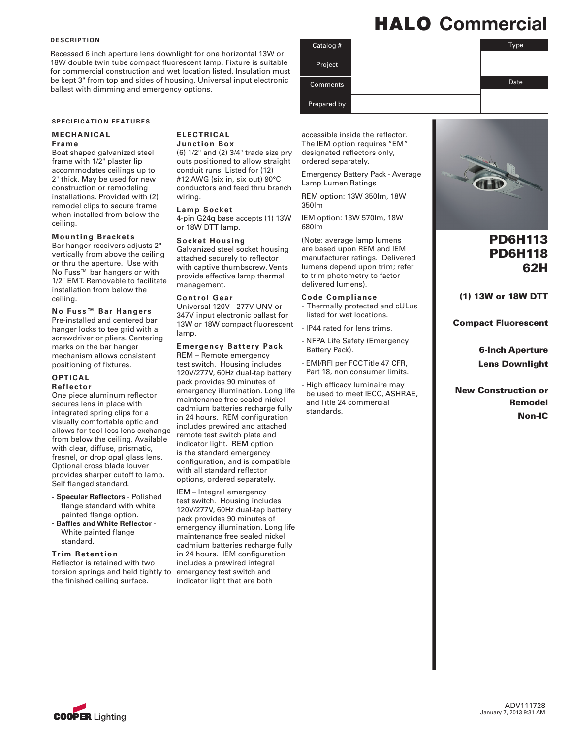# HALO Commercial

## DESCRIPTION

Recessed 6 inch aperture lens downlight for one horizontal 13W or 18W double twin tube compact fluorescent lamp. Fixture is suitable for commercial construction and wet location listed. Insulation must be kept 3" from top and sides of housing. Universal input electronic ballast with dimming and emergency options.

| Catalog # | | Type |
|---|---|---|
| Project | | |
| Comments | | Date |
| Prepared by | | |

**PD6H113**
**PD6H118**
**62H**

**(1) 13W or 18W DTT**

**Compact Fluorescent**

**6-Inch Aperture**
**Lens Downlight**

**New Construction or**
**Remodel**
**Non-IC**

## SPECIFICATION FEATURES

### MECHANICAL

**Frame**

Boat shaped galvanized steel frame with 1/2" plaster lip accommodates ceilings up to 2" thick. May be used for new construction or remodeling installations. Provided with (2) remodel clips to secure frame when installed from below the ceiling.

**Mounting Brackets**

Bar hanger receivers adjusts 2" vertically from above the ceiling or thru the aperture. Use with No Fuss™ bar hangers or with 1/2" EMT. Removable to facilitate installation from below the ceiling.

**No Fuss™ Bar Hangers**

Pre-installed and centered bar hanger locks to tee grid with a screwdriver or pliers. Centering marks on the bar hanger mechanism allows consistent positioning of fixtures.

### OPTICAL

**Reflector**

One piece aluminum reflector secures lens in place with integrated spring clips for a visually comfortable optic and allows for tool-less lens exchange from below the ceiling. Available with clear, diffuse, prismatic, fresnel, or drop opal glass lens. Optional cross blade louver provides sharper cutoff to lamp. Self flanged standard.

- **Specular Reflectors** - Polished flange standard with white painted flange option.
- **Baffles and White Reflector** - White painted flange standard.

**Trim Retention**

Reflector is retained with two torsion springs and held tightly to the finished ceiling surface.

### ELECTRICAL

**Junction Box**

(6) 1/2" and (2) 3/4" trade size pry outs positioned to allow straight conduit runs. Listed for (12) #12 AWG (six in, six out) 90°C conductors and feed thru branch wiring.

**Lamp Socket**

4-pin G24q base accepts (1) 13W or 18W DTT lamp.

**Socket Housing**

Galvanized steel socket housing attached securely to reflector with captive thumbscrew. Vents provide effective lamp thermal management.

**Control Gear**

Universal 120V - 277V UNV or 347V input electronic ballast for 13W or 18W compact fluorescent lamp.

**Emergency Battery Pack**

REM – Remote emergency test switch. Housing includes 120V/277V, 60Hz dual-tap battery pack provides 90 minutes of emergency illumination. Long life maintenance free sealed nickel cadmium batteries recharge fully in 24 hours. REM configuration includes prewired and attached remote test switch plate and indicator light. REM option is the standard emergency configuration, and is compatible with all standard reflector options, ordered separately.

IEM – Integral emergency test switch. Housing includes 120V/277V, 60Hz dual-tap battery pack provides 90 minutes of emergency illumination. Long life maintenance free sealed nickel cadmium batteries recharge fully in 24 hours. IEM configuration includes a prewired integral emergency test switch and indicator light that are both accessible inside the reflector. The IEM option requires "EM" designated reflectors only, ordered separately.

Emergency Battery Pack - Average Lamp Lumen Ratings

REM option: 13W 350lm, 18W 350lm

IEM option: 13W 570lm, 18W 680lm

(Note: average lamp lumens are based upon REM and IEM manufacturer ratings. Delivered lumens depend upon trim; refer to trim photometry to factor delivered lumens).

**Code Compliance**

- Thermally protected and cULus listed for wet locations.
- IP44 rated for lens trims.
- NFPA Life Safety (Emergency Battery Pack).
- EMI/RFI per FCC Title 47 CFR, Part 18, non consumer limits.
- High efficacy luminaire may be used to meet IECC, ASHRAE, and Title 24 commercial standards.

COOPER Lighting

ADV111728
January 7, 2013 9:31 AM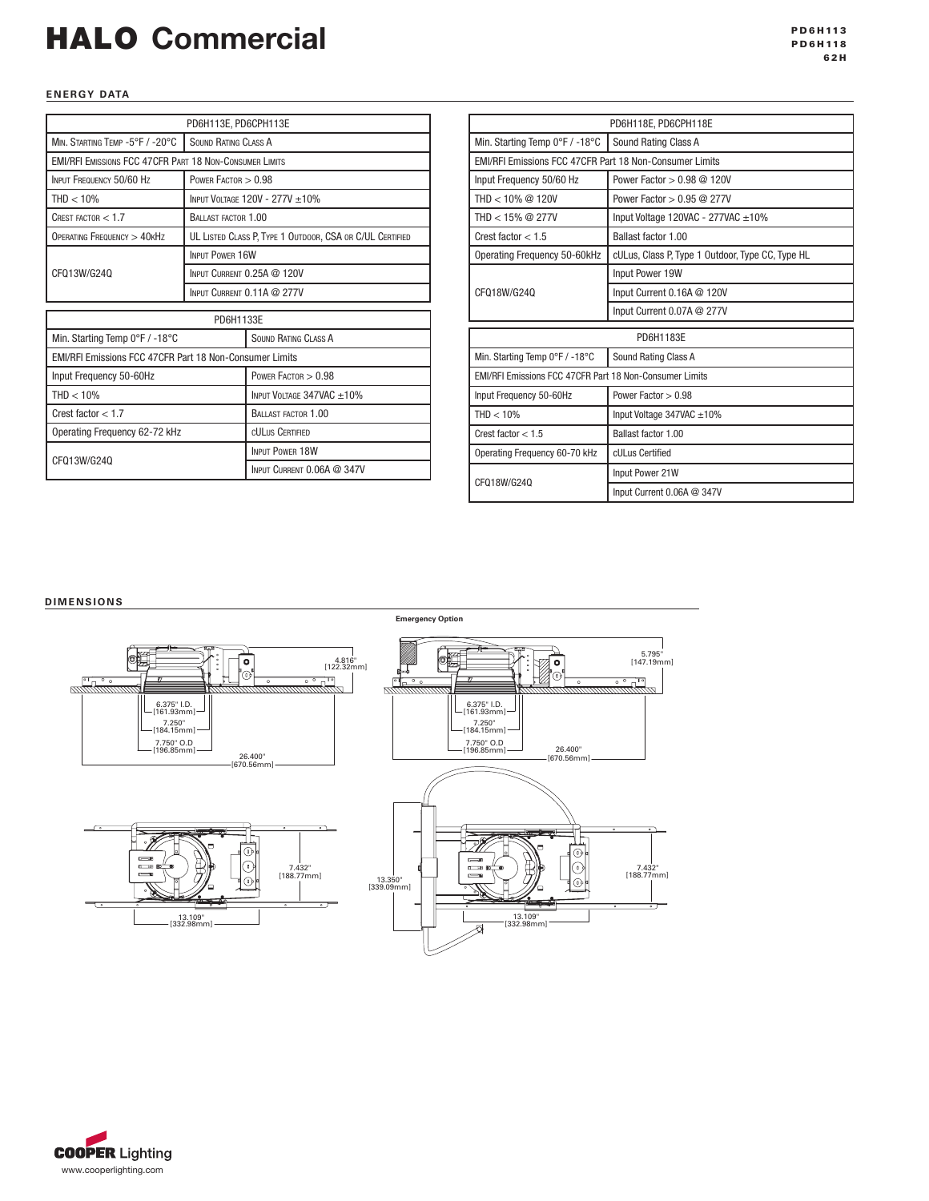## ENERGY DATA

| PD6H113E, PD6CPH113E | |
|---|---|
| Min. Starting Temp -5°F / -20°C | Sound Rating Class A |
| EMI/RFI Emissions FCC 47CFR Part 18 Non-Consumer Limits | |
| Input Frequency 50/60 Hz | Power Factor > 0.98 |
| THD < 10% | Input Voltage 120V - 277V ±10% |
| Crest factor < 1.7 | Ballast factor 1.00 |
| Operating Frequency > 40kHz | UL Listed Class P, Type 1 Outdoor, CSA or C/UL Certified |
| CFQ13W/G24Q | Input Power 16W |
| | Input Current 0.25A @ 120V |
| | Input Current 0.11A @ 277V |

| PD6H1133E | |
|---|---|
| Min. Starting Temp 0°F / -18°C | Sound Rating Class A |
| EMI/RFI Emissions FCC 47CFR Part 18 Non-Consumer Limits | |
| Input Frequency 50-60Hz | Power Factor > 0.98 |
| THD < 10% | Input Voltage 347VAC ±10% |
| Crest factor < 1.7 | Ballast factor 1.00 |
| Operating Frequency 62-72 kHz | cULus Certified |
| CFQ13W/G24Q | Input Power 18W |
| | Input Current 0.06A @ 347V |

| PD6H118E, PD6CPH118E | |
|---|---|
| Min. Starting Temp 0°F / -18°C | Sound Rating Class A |
| EMI/RFI Emissions FCC 47CFR Part 18 Non-Consumer Limits | |
| Input Frequency 50-60 Hz | Power Factor > 0.98 @ 120V |
| THD < 10% @ 120V | Power Factor > 0.95 @ 277V |
| THD < 15% @ 277V | Input Voltage 120VAC - 277VAC ±10% |
| Crest factor < 1.5 | Ballast factor 1.00 |
| Operating Frequency 50-60kHz | cULus, Class P, Type 1 Outdoor, Type CC, Type HL |
| CFQ18W/G24Q | Input Power 19W |
| | Input Current 0.16A @ 120V |
| | Input Current 0.07A @ 277V |

| PD6H1183E | |
|---|---|
| Min. Starting Temp 0°F / -18°C | Sound Rating Class A |
| EMI/RFI Emissions FCC 47CFR Part 18 Non-Consumer Limits | |
| Input Frequency 50-60Hz | Power Factor > 0.98 |
| THD < 10% | Input Voltage 347VAC ±10% |
| Crest factor < 1.5 | Ballast factor 1.00 |
| Operating Frequency 60-70 kHz | cULus Certified |
| CFQ18W/G24Q | Input Power 21W |
| | Input Current 0.06A @ 347V |

## DIMENSIONS

Standard: 4.816" [122.32mm]; 6.375" I.D. [161.93mm]; 7.250" [184.15mm]; 7.750" O.D [196.85mm]; 26.400" [670.56mm]; 7.432" [188.77mm]; 13.109" [332.98mm]

**Emergency Option**

5.795" [147.19mm]; 6.375" I.D. [161.93mm]; 7.250" [184.15mm]; 7.750" O.D [196.85mm]; 26.400" [670.56mm]; 13.350" [339.09mm]; 7.432" [188.77mm]; 13.109" [332.98mm]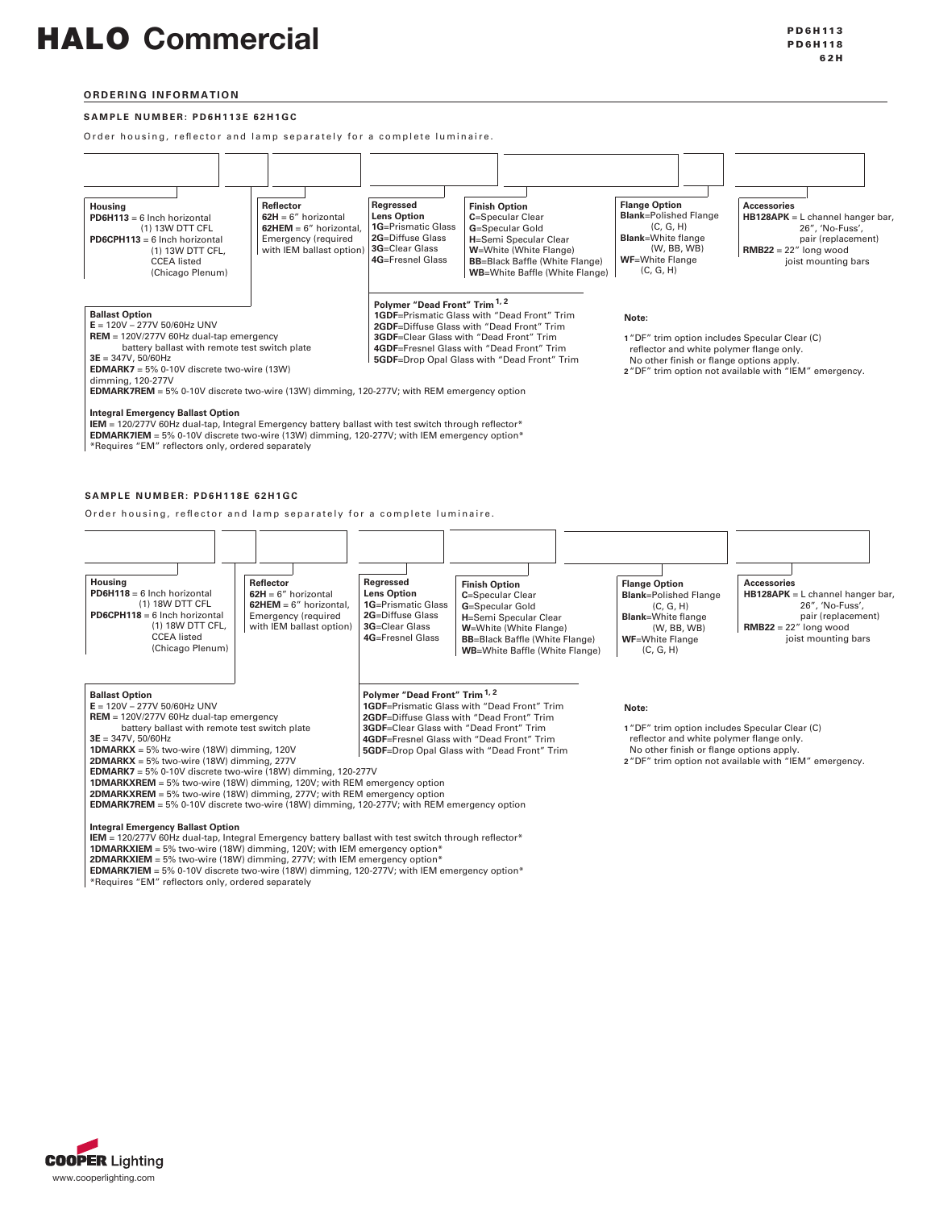# HALO Commercial

PD6H113
PD6H118
62H

## ORDERING INFORMATION

### SAMPLE NUMBER: PD6H113E 62H1GC

Order housing, reflector and lamp separately for a complete luminaire.

**Housing**
**PD6H113** = 6 Inch horizontal (1) 13W DTT CFL
**PD6CPH113** = 6 Inch horizontal (1) 13W DTT CFL, CCEA listed (Chicago Plenum)

**Reflector**
**62H** = 6" horizontal
**62HEM** = 6" horizontal, Emergency (required with IEM ballast option)

**Regressed Lens Option**
**1G**=Prismatic Glass
**2G**=Diffuse Glass
**3G**=Clear Glass
**4G**=Fresnel Glass

**Finish Option**
**C**=Specular Clear
**G**=Specular Gold
**H**=Semi Specular Clear
**W**=White (White Flange)
**BB**=Black Baffle (White Flange)
**WB**=White Baffle (White Flange)

**Flange Option**
**Blank**=Polished Flange (C, G, H)
**Blank**=White flange (W, BB, WB)
**WF**=White Flange (C, G, H)

**Accessories**
**HB128APK** = L channel hanger bar, 26", 'No-Fuss', pair (replacement)
**RMB22** = 22" long wood joist mounting bars

**Ballast Option**
**E** = 120V – 277V 50/60Hz UNV
**REM** = 120V/277V 60Hz dual-tap emergency battery ballast with remote test switch plate
**3E** = 347V, 50/60Hz
**EDMARK7** = 5% 0-10V discrete two-wire (13W) dimming, 120-277V
**EDMARK7REM** = 5% 0-10V discrete two-wire (13W) dimming, 120-277V; with REM emergency option

**Polymer "Dead Front" Trim [1, 2]**
**1GDF**=Prismatic Glass with "Dead Front" Trim
**2GDF**=Diffuse Glass with "Dead Front" Trim
**3GDF**=Clear Glass with "Dead Front" Trim
**4GDF**=Fresnel Glass with "Dead Front" Trim
**5GDF**=Drop Opal Glass with "Dead Front" Trim

**Note:**

1 "DF" trim option includes Specular Clear (C) reflector and white polymer flange only. No other finish or flange options apply.
2 "DF" trim option not available with "IEM" emergency.

**Integral Emergency Ballast Option**
**IEM** = 120/277V 60Hz dual-tap, Integral Emergency battery ballast with test switch through reflector*
**EDMARK7IEM** = 5% 0-10V discrete two-wire (13W) dimming, 120-277V; with IEM emergency option*
*Requires "EM" reflectors only, ordered separately

### SAMPLE NUMBER: PD6H118E 62H1GC

Order housing, reflector and lamp separately for a complete luminaire.

**Housing**
**PD6H118** = 6 Inch horizontal (1) 18W DTT CFL
**PD6CPH118** = 6 Inch horizontal (1) 18W DTT CFL, CCEA listed (Chicago Plenum)

**Reflector**
**62H** = 6" horizontal
**62HEM** = 6" horizontal, Emergency (required with IEM ballast option)

**Regressed Lens Option**
**1G**=Prismatic Glass
**2G**=Diffuse Glass
**3G**=Clear Glass
**4G**=Fresnel Glass

**Finish Option**
**C**=Specular Clear
**G**=Specular Gold
**H**=Semi Specular Clear
**W**=White (White Flange)
**BB**=Black Baffle (White Flange)
**WB**=White Baffle (White Flange)

**Flange Option**
**Blank**=Polished Flange (C, G, H)
**Blank**=White flange (W, BB, WB)
**WF**=White Flange (C, G, H)

**Accessories**
**HB128APK** = L channel hanger bar, 26", 'No-Fuss', pair (replacement)
**RMB22** = 22" long wood joist mounting bars

**Ballast Option**
**E** = 120V – 277V 50/60Hz UNV
**REM** = 120V/277V 60Hz dual-tap emergency battery ballast with remote test switch plate
**3E** = 347V, 50/60Hz
**1DMARKX** = 5% two-wire (18W) dimming, 120V
**2DMARKX** = 5% two-wire (18W) dimming, 277V
**EDMARK7** = 5% 0-10V discrete two-wire (18W) dimming, 120-277V
**1DMARKXREM** = 5% two-wire (18W) dimming, 120V; with REM emergency option
**2DMARKXREM** = 5% two-wire (18W) dimming, 277V; with REM emergency option
**EDMARK7REM** = 5% 0-10V discrete two-wire (18W) dimming, 120-277V; with REM emergency option

**Polymer "Dead Front" Trim [1, 2]**
**1GDF**=Prismatic Glass with "Dead Front" Trim
**2GDF**=Diffuse Glass with "Dead Front" Trim
**3GDF**=Clear Glass with "Dead Front" Trim
**4GDF**=Fresnel Glass with "Dead Front" Trim
**5GDF**=Drop Opal Glass with "Dead Front" Trim

**Note:**

1 "DF" trim option includes Specular Clear (C) reflector and white polymer flange only. No other finish or flange options apply.
2 "DF" trim option not available with "IEM" emergency.

**Integral Emergency Ballast Option**
**IEM** = 120/277V 60Hz dual-tap, Integral Emergency battery ballast with test switch through reflector*
**1DMARKXIEM** = 5% two-wire (18W) dimming, 120V; with IEM emergency option*
**2DMARKXIEM** = 5% two-wire (18W) dimming, 277V; with IEM emergency option*
**EDMARK7IEM** = 5% 0-10V discrete two-wire (18W) dimming, 120-277V; with IEM emergency option*
*Requires "EM" reflectors only, ordered separately

COOPER Lighting
www.cooperlighting.com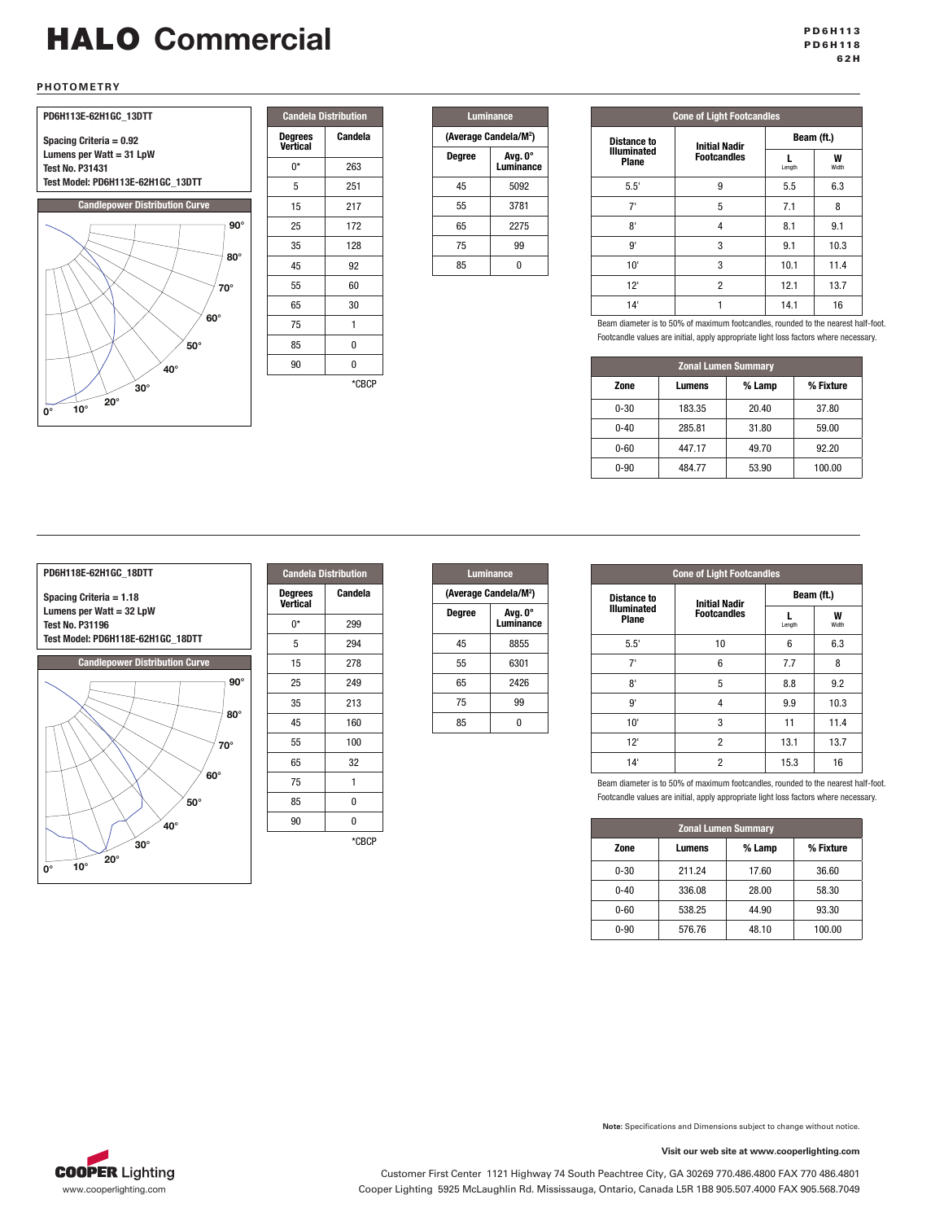# HALO Commercial

PD6H113
PD6H118
62H

## PHOTOMETRY

**PD6H113E-62H1GC_13DTT**

**Spacing Criteria = 0.92**
**Lumens per Watt = 31 LpW**
**Test No. P31431**
**Test Model: PD6H113E-62H1GC_13DTT**

**Candlepower Distribution Curve**

90°
80°
70°
60°
50°
40°
30°
20°
10°
0°

| Candela Distribution | |
|---|---|
| **Degrees Vertical** | **Candela** |
| 0* | 263 |
| 5 | 251 |
| 15 | 217 |
| 25 | 172 |
| 35 | 128 |
| 45 | 92 |
| 55 | 60 |
| 65 | 30 |
| 75 | 1 |
| 85 | 0 |
| 90 | 0 |

*CBCP

| Luminance | |
|---|---|
| (Average Candela/M²) | |
| **Degree** | **Avg. 0° Luminance** |
| 45 | 5092 |
| 55 | 3781 |
| 65 | 2275 |
| 75 | 99 |
| 85 | 0 |

| Cone of Light Footcandles | | | |
|---|---|---|---|
| Distance to Illuminated Plane | Initial Nadir Footcandles | Beam (ft.) | |
| | | L Length | W Width |
| 5.5' | 9 | 5.5 | 6.3 |
| 7' | 5 | 7.1 | 8 |
| 8' | 4 | 8.1 | 9.1 |
| 9' | 3 | 9.1 | 10.3 |
| 10' | 3 | 10.1 | 11.4 |
| 12' | 2 | 12.1 | 13.7 |
| 14' | 1 | 14.1 | 16 |

Beam diameter is to 50% of maximum footcandles, rounded to the nearest half-foot.
Footcandle values are initial, apply appropriate light loss factors where necessary.

| Zonal Lumen Summary | | | |
|---|---|---|---|
| **Zone** | **Lumens** | **% Lamp** | **% Fixture** |
| 0-30 | 183.35 | 20.40 | 37.80 |
| 0-40 | 285.81 | 31.80 | 59.00 |
| 0-60 | 447.17 | 49.70 | 92.20 |
| 0-90 | 484.77 | 53.90 | 100.00 |

---

**PD6H118E-62H1GC_18DTT**

**Spacing Criteria = 1.18**
**Lumens per Watt = 32 LpW**
**Test No. P31196**
**Test Model: PD6H118E-62H1GC_18DTT**

**Candlepower Distribution Curve**

90°
80°
70°
60°
50°
40°
30°
20°
10°
0°

| Candela Distribution | |
|---|---|
| **Degrees Vertical** | **Candela** |
| 0* | 299 |
| 5 | 294 |
| 15 | 278 |
| 25 | 249 |
| 35 | 213 |
| 45 | 160 |
| 55 | 100 |
| 65 | 32 |
| 75 | 1 |
| 85 | 0 |
| 90 | 0 |

*CBCP

| Luminance | |
|---|---|
| (Average Candela/M²) | |
| **Degree** | **Avg. 0° Luminance** |
| 45 | 8855 |
| 55 | 6301 |
| 65 | 2426 |
| 75 | 99 |
| 85 | 0 |

| Cone of Light Footcandles | | | |
|---|---|---|---|
| Distance to Illuminated Plane | Initial Nadir Footcandles | Beam (ft.) | |
| | | L Length | W Width |
| 5.5' | 10 | 6 | 6.3 |
| 7' | 6 | 7.7 | 8 |
| 8' | 5 | 8.8 | 9.2 |
| 9' | 4 | 9.9 | 10.3 |
| 10' | 3 | 11 | 11.4 |
| 12' | 2 | 13.1 | 13.7 |
| 14' | 2 | 15.3 | 16 |

Beam diameter is to 50% of maximum footcandles, rounded to the nearest half-foot.
Footcandle values are initial, apply appropriate light loss factors where necessary.

| Zonal Lumen Summary | | | |
|---|---|---|---|
| **Zone** | **Lumens** | **% Lamp** | **% Fixture** |
| 0-30 | 211.24 | 17.60 | 36.60 |
| 0-40 | 336.08 | 28.00 | 58.30 |
| 0-60 | 538.25 | 44.90 | 93.30 |
| 0-90 | 576.76 | 48.10 | 100.00 |

**Note:** Specifications and Dimensions subject to change without notice.

**Visit our web site at www.cooperlighting.com**

COOPER Lighting
www.cooperlighting.com

Customer First Center 1121 Highway 74 South Peachtree City, GA 30269 770.486.4800 FAX 770 486.4801
Cooper Lighting 5925 McLaughlin Rd. Mississauga, Ontario, Canada L5R 1B8 905.507.4000 FAX 905.568.7049